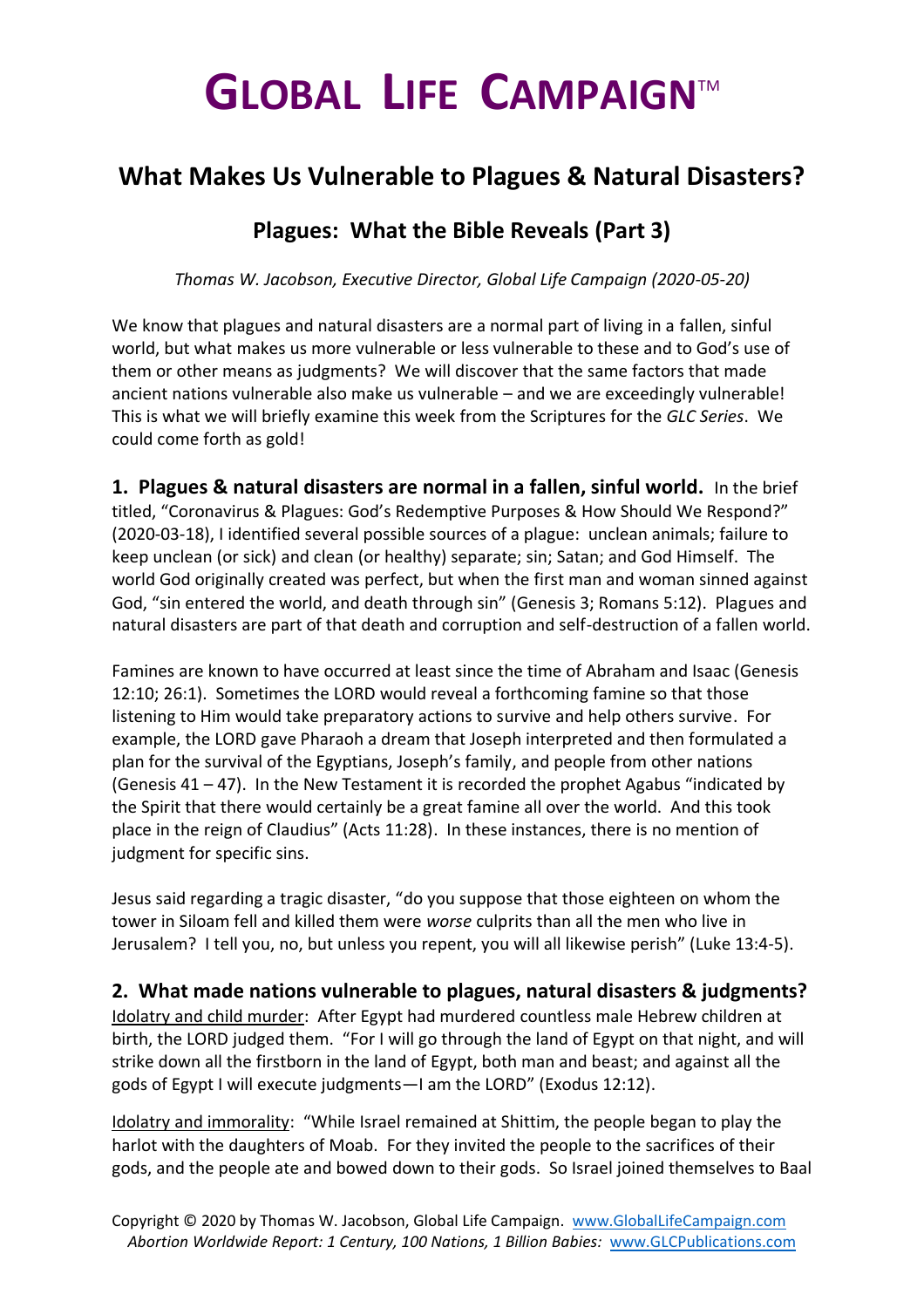# GLOBAL LIFE CAMPAIGN™

## What Makes Us Vulnerable to Plagues & Natural Disasters?

### Plagues: What the Bible Reveals (Part 3)

*Thomas W. Jacobson, Executive Director, Global Life Campaign (2020-05-20)*

We know that plagues and natural disasters are a normal part of living in a fallen, sinful world, but what makes us more vulnerable or less vulnerable to these and to God's use of them or other means as judgments? We will discover that the same factors that made ancient nations vulnerable also make us vulnerable – and we are exceedingly vulnerable! This is what we will briefly examine this week from the Scriptures for the *GLC Series*. We could come forth as gold!

**1. Plagues & natural disasters are normal in a fallen, sinful world.** In the brief titled, "Coronavirus & Plagues: God's Redemptive Purposes & How Should We Respond?" (2020-03-18), I identified several possible sources of a plague: unclean animals; failure to keep unclean (or sick) and clean (or healthy) separate; sin; Satan; and God Himself. The world God originally created was perfect, but when the first man and woman sinned against God, "sin entered the world, and death through sin" (Genesis 3; Romans 5:12). Plagues and natural disasters are part of that death and corruption and self-destruction of a fallen world.

Famines are known to have occurred at least since the time of Abraham and Isaac (Genesis 12:10; 26:1). Sometimes the LORD would reveal a forthcoming famine so that those listening to Him would take preparatory actions to survive and help others survive. For example, the LORD gave Pharaoh a dream that Joseph interpreted and then formulated a plan for the survival of the Egyptians, Joseph's family, and people from other nations (Genesis 41 – 47). In the New Testament it is recorded the prophet Agabus "indicated by the Spirit that there would certainly be a great famine all over the world. And this took place in the reign of Claudius" (Acts 11:28). In these instances, there is no mention of judgment for specific sins.

Jesus said regarding a tragic disaster, "do you suppose that those eighteen on whom the tower in Siloam fell and killed them were *worse* culprits than all the men who live in Jerusalem? I tell you, no, but unless you repent, you will all likewise perish" (Luke 13:4-5).

**2. What made nations vulnerable to plagues, natural disasters & judgments?**

<u>Idolatry and child murder</u>: After Egypt had murdered countless male Hebrew children at birth, the LORD judged them. "For I will go through the land of Egypt on that night, and will strike down all the firstborn in the land of Egypt, both man and beast; and against all the gods of Egypt I will execute judgments—I am the LORD" (Exodus 12:12).

<u>Idolatry and immorality</u>: "While Israel remained at Shittim, the people began to play the harlot with the daughters of Moab. For they invited the people to the sacrifices of their gods, and the people ate and bowed down to their gods. So Israel joined themselves to Baal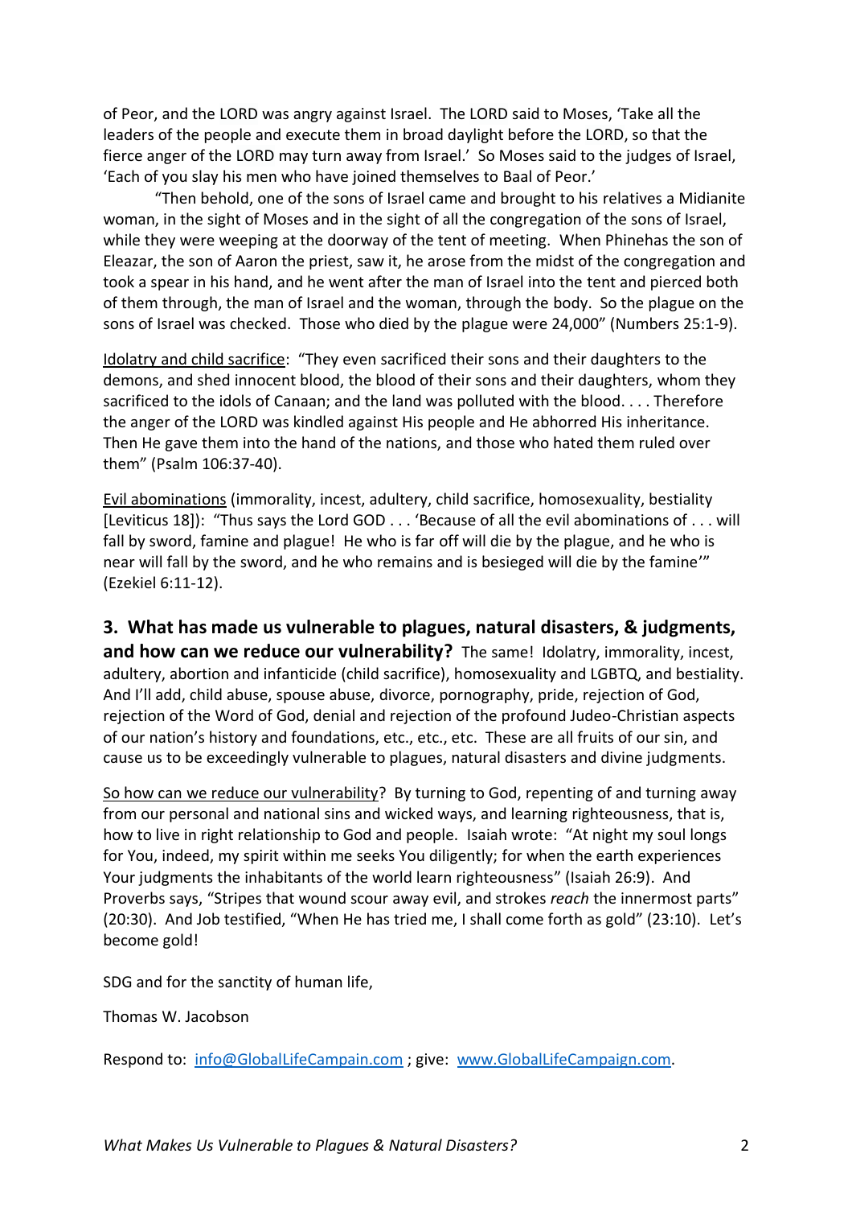of Peor, and the LORD was angry against Israel. The LORD said to Moses, 'Take all the leaders of the people and execute them in broad daylight before the LORD, so that the fierce anger of the LORD may turn away from Israel.' So Moses said to the judges of Israel, 'Each of you slay his men who have joined themselves to Baal of Peor.'

"Then behold, one of the sons of Israel came and brought to his relatives a Midianite woman, in the sight of Moses and in the sight of all the congregation of the sons of Israel, while they were weeping at the doorway of the tent of meeting. When Phinehas the son of Eleazar, the son of Aaron the priest, saw it, he arose from the midst of the congregation and took a spear in his hand, and he went after the man of Israel into the tent and pierced both of them through, the man of Israel and the woman, through the body. So the plague on the sons of Israel was checked. Those who died by the plague were 24,000" (Numbers 25:1-9).

<u>Idolatry and child sacrifice</u>: "They even sacrificed their sons and their daughters to the demons, and shed innocent blood, the blood of their sons and their daughters, whom they sacrificed to the idols of Canaan; and the land was polluted with the blood. . . . Therefore the anger of the LORD was kindled against His people and He abhorred His inheritance. Then He gave them into the hand of the nations, and those who hated them ruled over them" (Psalm 106:37-40).

<u>Evil abominations</u> (immorality, incest, adultery, child sacrifice, homosexuality, bestiality [Leviticus 18]): "Thus says the Lord GOD . . . 'Because of all the evil abominations of . . . will fall by sword, famine and plague! He who is far off will die by the plague, and he who is near will fall by the sword, and he who remains and is besieged will die by the famine'" (Ezekiel 6:11-12).

**3. What has made us vulnerable to plagues, natural disasters, & judgments, and how can we reduce our vulnerability?** The same! Idolatry, immorality, incest, adultery, abortion and infanticide (child sacrifice), homosexuality and LGBTQ, and bestiality. And I'll add, child abuse, spouse abuse, divorce, pornography, pride, rejection of God, rejection of the Word of God, denial and rejection of the profound Judeo-Christian aspects of our nation's history and foundations, etc., etc., etc. These are all fruits of our sin, and cause us to be exceedingly vulnerable to plagues, natural disasters and divine judgments.

<u>So how can we reduce our vulnerability</u>? By turning to God, repenting of and turning away from our personal and national sins and wicked ways, and learning righteousness, that is, how to live in right relationship to God and people. Isaiah wrote: "At night my soul longs for You, indeed, my spirit within me seeks You diligently; for when the earth experiences Your judgments the inhabitants of the world learn righteousness" (Isaiah 26:9). And Proverbs says, "Stripes that wound scour away evil, and strokes *reach* the innermost parts" (20:30). And Job testified, "When He has tried me, I shall come forth as gold" (23:10). Let's become gold!

SDG and for the sanctity of human life,

Thomas W. Jacobson

Respond to: info@GlobalLifeCampain.com ; give: www.GlobalLifeCampaign.com.